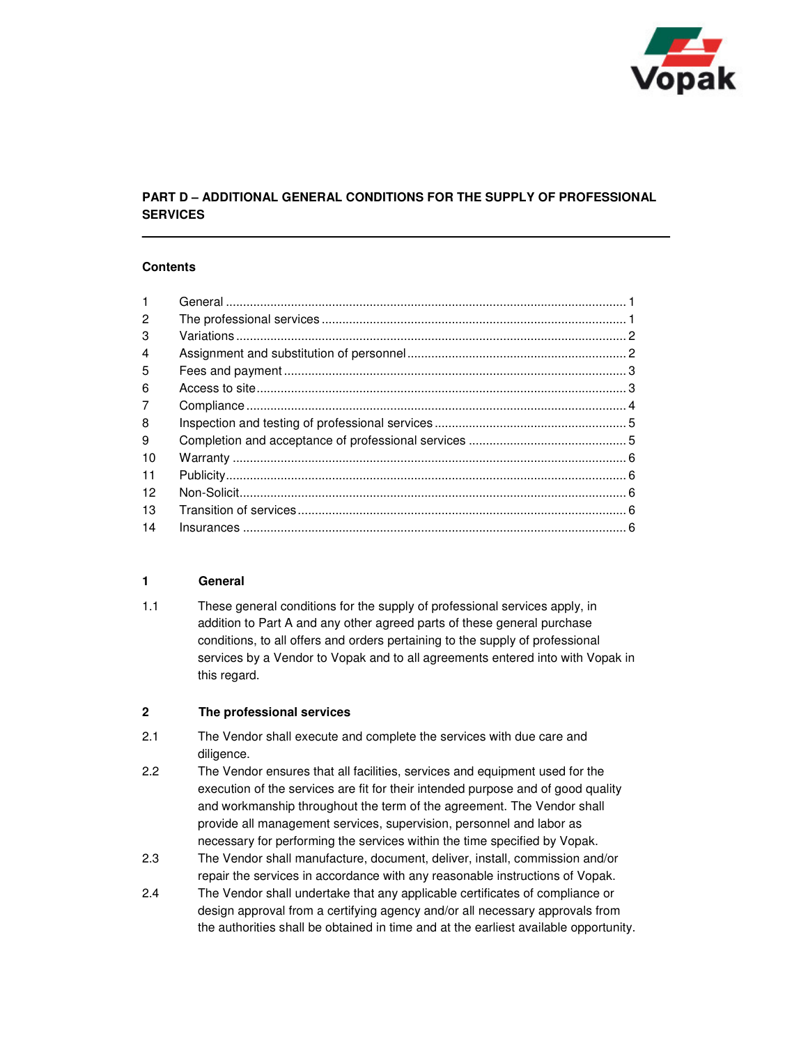Vopak

## PART D – ADDITIONAL GENERAL CONDITIONS FOR THE SUPPLY OF PROFESSIONAL SERVICES

### Contents

| | | |
|---|---|---|
| 1 | General | 1 |
| 2 | The professional services | 1 |
| 3 | Variations | 2 |
| 4 | Assignment and substitution of personnel | 2 |
| 5 | Fees and payment | 3 |
| 6 | Access to site | 3 |
| 7 | Compliance | 4 |
| 8 | Inspection and testing of professional services | 5 |
| 9 | Completion and acceptance of professional services | 5 |
| 10 | Warranty | 6 |
| 11 | Publicity | 6 |
| 12 | Non-Solicit | 6 |
| 13 | Transition of services | 6 |
| 14 | Insurances | 6 |

### 1 General

1.1 These general conditions for the supply of professional services apply, in addition to Part A and any other agreed parts of these general purchase conditions, to all offers and orders pertaining to the supply of professional services by a Vendor to Vopak and to all agreements entered into with Vopak in this regard.

### 2 The professional services

2.1 The Vendor shall execute and complete the services with due care and diligence.

2.2 The Vendor ensures that all facilities, services and equipment used for the execution of the services are fit for their intended purpose and of good quality and workmanship throughout the term of the agreement. The Vendor shall provide all management services, supervision, personnel and labor as necessary for performing the services within the time specified by Vopak.

2.3 The Vendor shall manufacture, document, deliver, install, commission and/or repair the services in accordance with any reasonable instructions of Vopak.

2.4 The Vendor shall undertake that any applicable certificates of compliance or design approval from a certifying agency and/or all necessary approvals from the authorities shall be obtained in time and at the earliest available opportunity.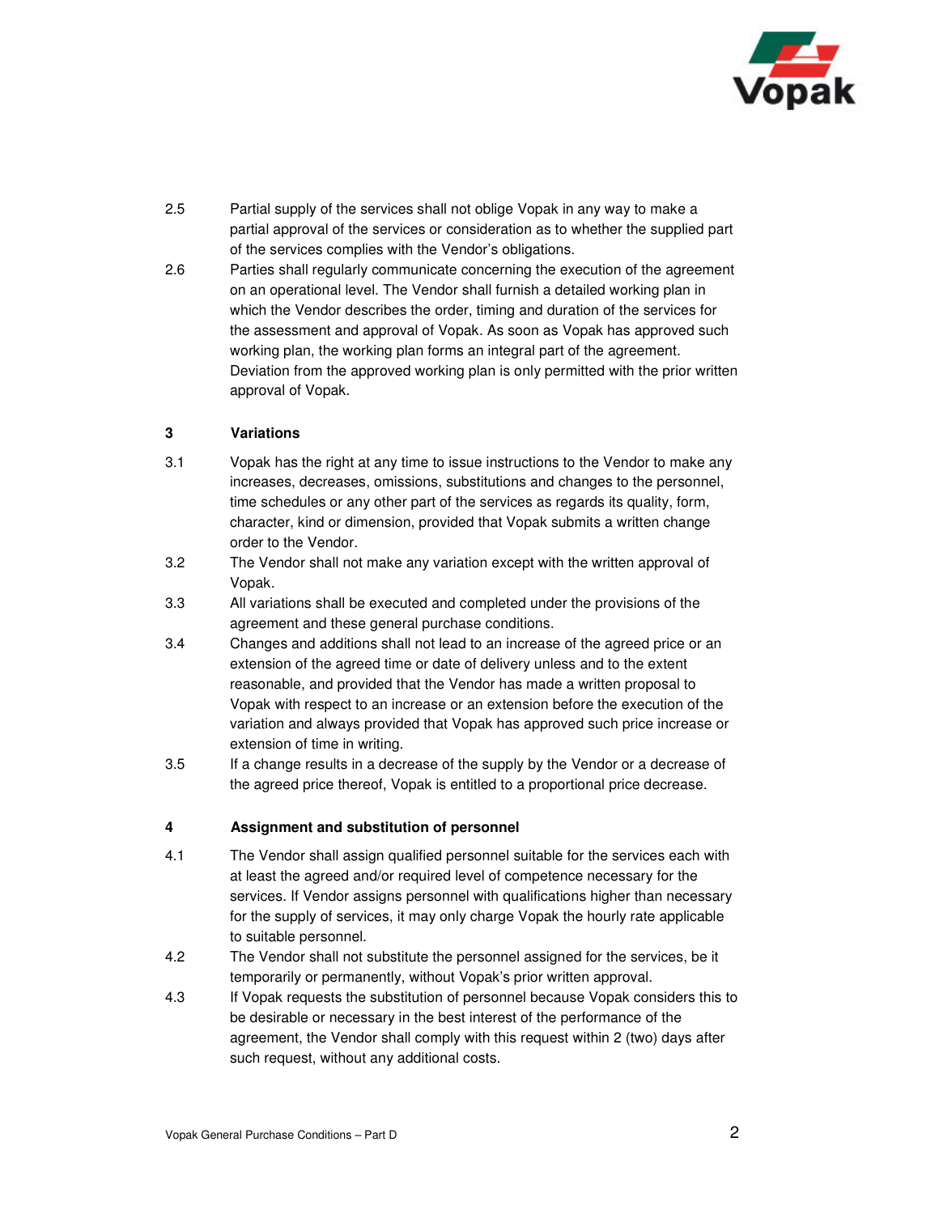2.5 Partial supply of the services shall not oblige Vopak in any way to make a partial approval of the services or consideration as to whether the supplied part of the services complies with the Vendor's obligations.

2.6 Parties shall regularly communicate concerning the execution of the agreement on an operational level. The Vendor shall furnish a detailed working plan in which the Vendor describes the order, timing and duration of the services for the assessment and approval of Vopak. As soon as Vopak has approved such working plan, the working plan forms an integral part of the agreement. Deviation from the approved working plan is only permitted with the prior written approval of Vopak.

## 3 Variations

3.1 Vopak has the right at any time to issue instructions to the Vendor to make any increases, decreases, omissions, substitutions and changes to the personnel, time schedules or any other part of the services as regards its quality, form, character, kind or dimension, provided that Vopak submits a written change order to the Vendor.

3.2 The Vendor shall not make any variation except with the written approval of Vopak.

3.3 All variations shall be executed and completed under the provisions of the agreement and these general purchase conditions.

3.4 Changes and additions shall not lead to an increase of the agreed price or an extension of the agreed time or date of delivery unless and to the extent reasonable, and provided that the Vendor has made a written proposal to Vopak with respect to an increase or an extension before the execution of the variation and always provided that Vopak has approved such price increase or extension of time in writing.

3.5 If a change results in a decrease of the supply by the Vendor or a decrease of the agreed price thereof, Vopak is entitled to a proportional price decrease.

## 4 Assignment and substitution of personnel

4.1 The Vendor shall assign qualified personnel suitable for the services each with at least the agreed and/or required level of competence necessary for the services. If Vendor assigns personnel with qualifications higher than necessary for the supply of services, it may only charge Vopak the hourly rate applicable to suitable personnel.

4.2 The Vendor shall not substitute the personnel assigned for the services, be it temporarily or permanently, without Vopak's prior written approval.

4.3 If Vopak requests the substitution of personnel because Vopak considers this to be desirable or necessary in the best interest of the performance of the agreement, the Vendor shall comply with this request within 2 (two) days after such request, without any additional costs.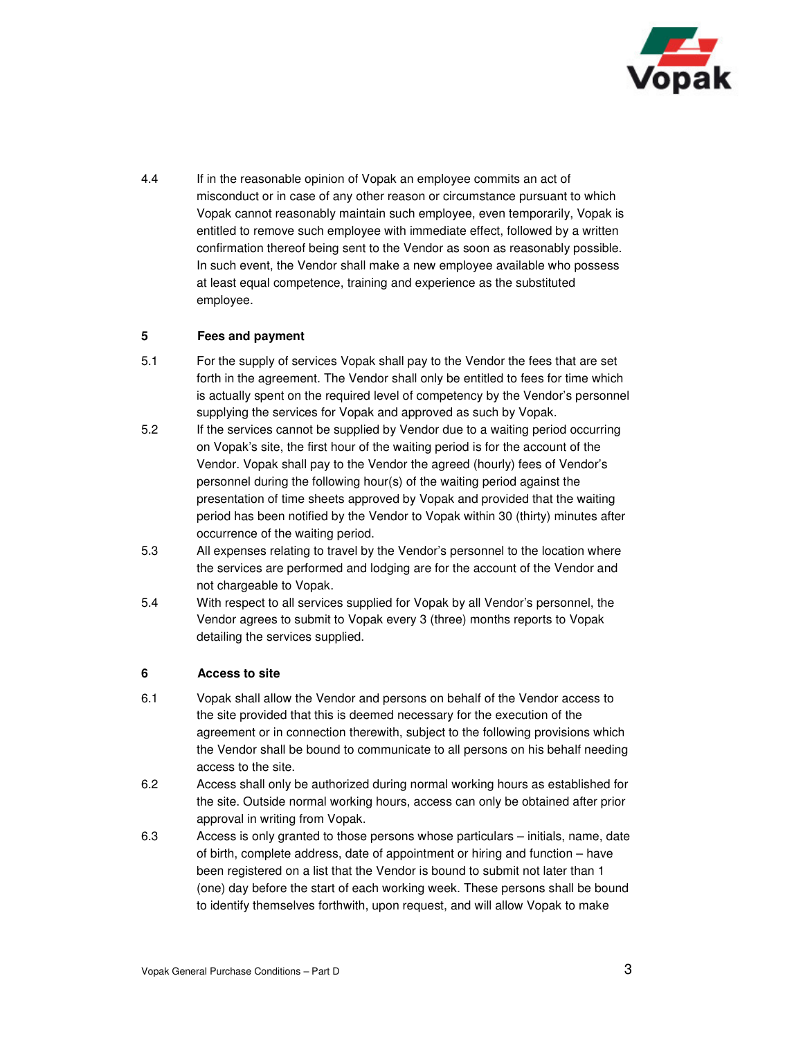4.4 If in the reasonable opinion of Vopak an employee commits an act of misconduct or in case of any other reason or circumstance pursuant to which Vopak cannot reasonably maintain such employee, even temporarily, Vopak is entitled to remove such employee with immediate effect, followed by a written confirmation thereof being sent to the Vendor as soon as reasonably possible. In such event, the Vendor shall make a new employee available who possess at least equal competence, training and experience as the substituted employee.

## 5 Fees and payment

5.1 For the supply of services Vopak shall pay to the Vendor the fees that are set forth in the agreement. The Vendor shall only be entitled to fees for time which is actually spent on the required level of competency by the Vendor's personnel supplying the services for Vopak and approved as such by Vopak.

5.2 If the services cannot be supplied by Vendor due to a waiting period occurring on Vopak's site, the first hour of the waiting period is for the account of the Vendor. Vopak shall pay to the Vendor the agreed (hourly) fees of Vendor's personnel during the following hour(s) of the waiting period against the presentation of time sheets approved by Vopak and provided that the waiting period has been notified by the Vendor to Vopak within 30 (thirty) minutes after occurrence of the waiting period.

5.3 All expenses relating to travel by the Vendor's personnel to the location where the services are performed and lodging are for the account of the Vendor and not chargeable to Vopak.

5.4 With respect to all services supplied for Vopak by all Vendor's personnel, the Vendor agrees to submit to Vopak every 3 (three) months reports to Vopak detailing the services supplied.

## 6 Access to site

6.1 Vopak shall allow the Vendor and persons on behalf of the Vendor access to the site provided that this is deemed necessary for the execution of the agreement or in connection therewith, subject to the following provisions which the Vendor shall be bound to communicate to all persons on his behalf needing access to the site.

6.2 Access shall only be authorized during normal working hours as established for the site. Outside normal working hours, access can only be obtained after prior approval in writing from Vopak.

6.3 Access is only granted to those persons whose particulars – initials, name, date of birth, complete address, date of appointment or hiring and function – have been registered on a list that the Vendor is bound to submit not later than 1 (one) day before the start of each working week. These persons shall be bound to identify themselves forthwith, upon request, and will allow Vopak to make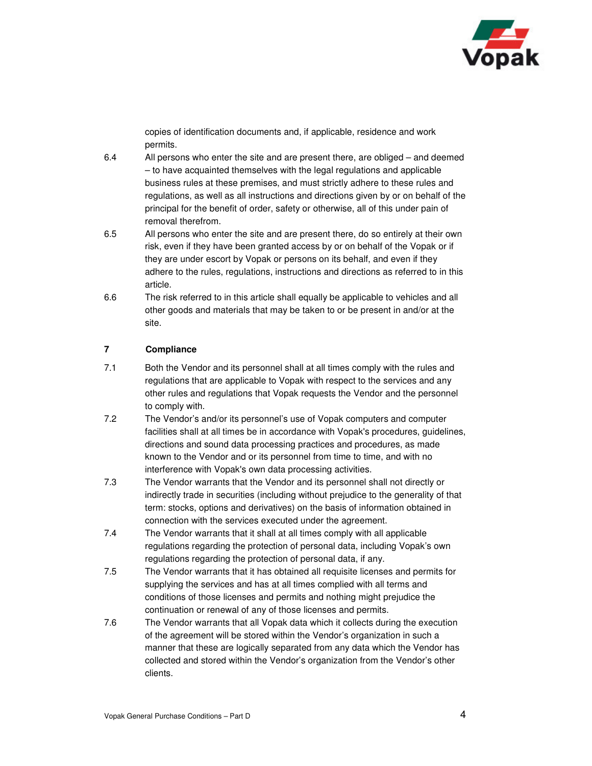copies of identification documents and, if applicable, residence and work permits.

6.4 All persons who enter the site and are present there, are obliged – and deemed – to have acquainted themselves with the legal regulations and applicable business rules at these premises, and must strictly adhere to these rules and regulations, as well as all instructions and directions given by or on behalf of the principal for the benefit of order, safety or otherwise, all of this under pain of removal therefrom.

6.5 All persons who enter the site and are present there, do so entirely at their own risk, even if they have been granted access by or on behalf of the Vopak or if they are under escort by Vopak or persons on its behalf, and even if they adhere to the rules, regulations, instructions and directions as referred to in this article.

6.6 The risk referred to in this article shall equally be applicable to vehicles and all other goods and materials that may be taken to or be present in and/or at the site.

## 7 Compliance

7.1 Both the Vendor and its personnel shall at all times comply with the rules and regulations that are applicable to Vopak with respect to the services and any other rules and regulations that Vopak requests the Vendor and the personnel to comply with.

7.2 The Vendor's and/or its personnel's use of Vopak computers and computer facilities shall at all times be in accordance with Vopak's procedures, guidelines, directions and sound data processing practices and procedures, as made known to the Vendor and or its personnel from time to time, and with no interference with Vopak's own data processing activities.

7.3 The Vendor warrants that the Vendor and its personnel shall not directly or indirectly trade in securities (including without prejudice to the generality of that term: stocks, options and derivatives) on the basis of information obtained in connection with the services executed under the agreement.

7.4 The Vendor warrants that it shall at all times comply with all applicable regulations regarding the protection of personal data, including Vopak's own regulations regarding the protection of personal data, if any.

7.5 The Vendor warrants that it has obtained all requisite licenses and permits for supplying the services and has at all times complied with all terms and conditions of those licenses and permits and nothing might prejudice the continuation or renewal of any of those licenses and permits.

7.6 The Vendor warrants that all Vopak data which it collects during the execution of the agreement will be stored within the Vendor's organization in such a manner that these are logically separated from any data which the Vendor has collected and stored within the Vendor's organization from the Vendor's other clients.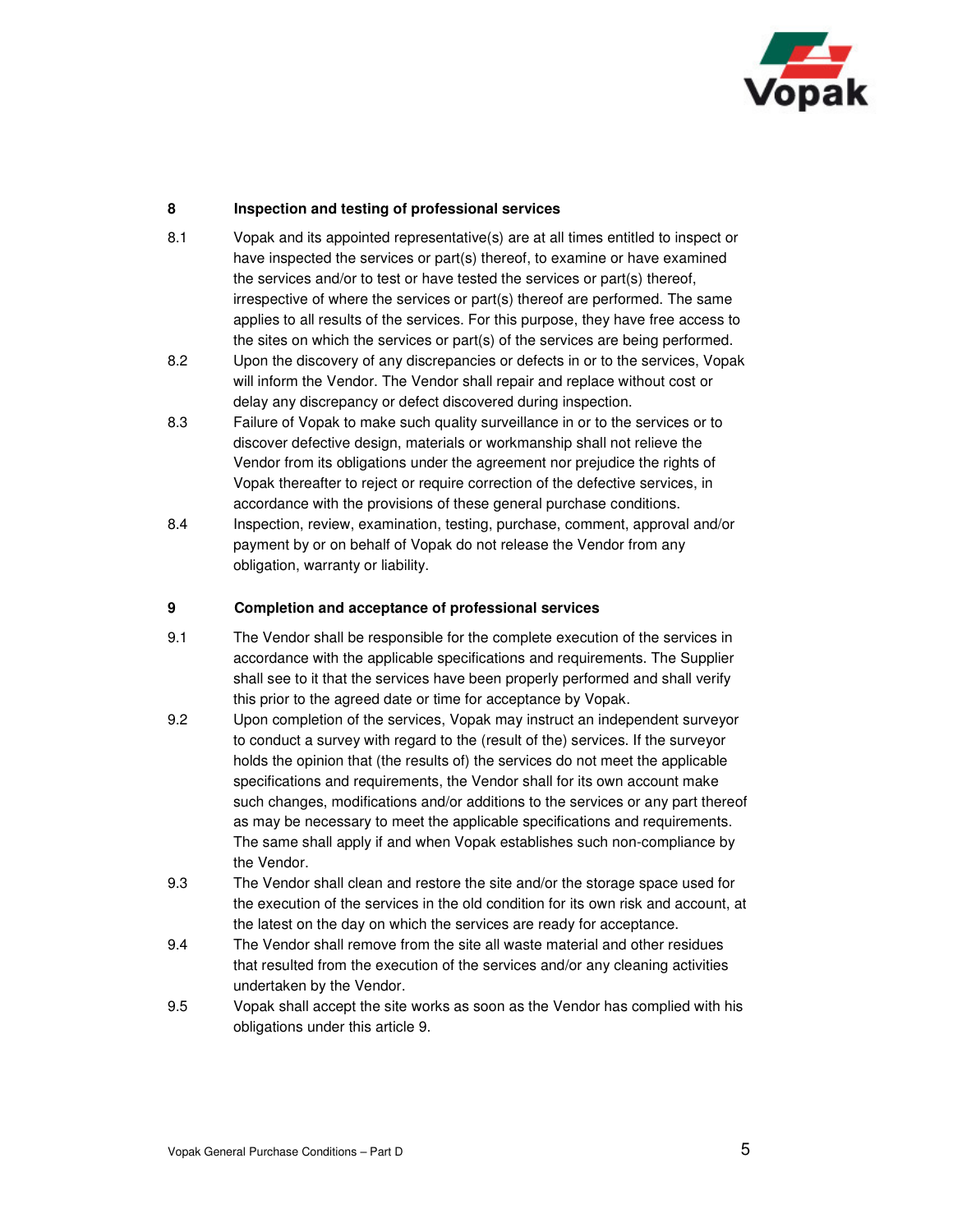## 8 Inspection and testing of professional services

8.1 Vopak and its appointed representative(s) are at all times entitled to inspect or have inspected the services or part(s) thereof, to examine or have examined the services and/or to test or have tested the services or part(s) thereof, irrespective of where the services or part(s) thereof are performed. The same applies to all results of the services. For this purpose, they have free access to the sites on which the services or part(s) of the services are being performed.

8.2 Upon the discovery of any discrepancies or defects in or to the services, Vopak will inform the Vendor. The Vendor shall repair and replace without cost or delay any discrepancy or defect discovered during inspection.

8.3 Failure of Vopak to make such quality surveillance in or to the services or to discover defective design, materials or workmanship shall not relieve the Vendor from its obligations under the agreement nor prejudice the rights of Vopak thereafter to reject or require correction of the defective services, in accordance with the provisions of these general purchase conditions.

8.4 Inspection, review, examination, testing, purchase, comment, approval and/or payment by or on behalf of Vopak do not release the Vendor from any obligation, warranty or liability.

## 9 Completion and acceptance of professional services

9.1 The Vendor shall be responsible for the complete execution of the services in accordance with the applicable specifications and requirements. The Supplier shall see to it that the services have been properly performed and shall verify this prior to the agreed date or time for acceptance by Vopak.

9.2 Upon completion of the services, Vopak may instruct an independent surveyor to conduct a survey with regard to the (result of the) services. If the surveyor holds the opinion that (the results of) the services do not meet the applicable specifications and requirements, the Vendor shall for its own account make such changes, modifications and/or additions to the services or any part thereof as may be necessary to meet the applicable specifications and requirements. The same shall apply if and when Vopak establishes such non-compliance by the Vendor.

9.3 The Vendor shall clean and restore the site and/or the storage space used for the execution of the services in the old condition for its own risk and account, at the latest on the day on which the services are ready for acceptance.

9.4 The Vendor shall remove from the site all waste material and other residues that resulted from the execution of the services and/or any cleaning activities undertaken by the Vendor.

9.5 Vopak shall accept the site works as soon as the Vendor has complied with his obligations under this article 9.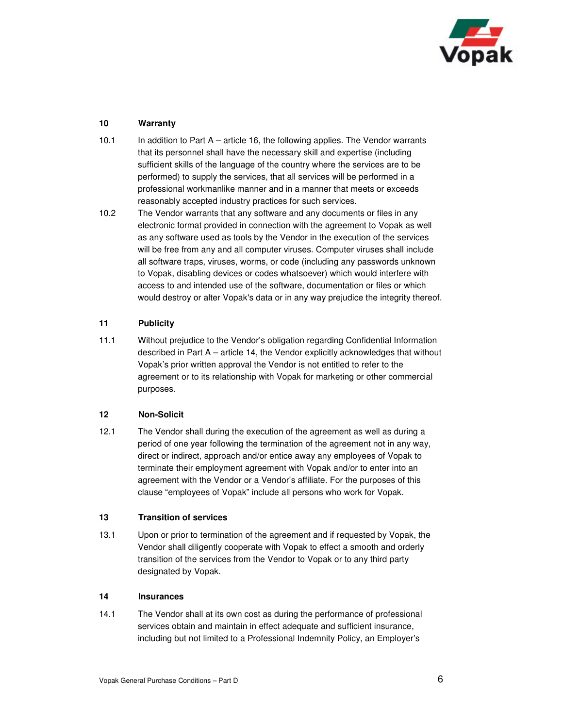## 10 Warranty

10.1 In addition to Part A – article 16, the following applies. The Vendor warrants that its personnel shall have the necessary skill and expertise (including sufficient skills of the language of the country where the services are to be performed) to supply the services, that all services will be performed in a professional workmanlike manner and in a manner that meets or exceeds reasonably accepted industry practices for such services.

10.2 The Vendor warrants that any software and any documents or files in any electronic format provided in connection with the agreement to Vopak as well as any software used as tools by the Vendor in the execution of the services will be free from any and all computer viruses. Computer viruses shall include all software traps, viruses, worms, or code (including any passwords unknown to Vopak, disabling devices or codes whatsoever) which would interfere with access to and intended use of the software, documentation or files or which would destroy or alter Vopak's data or in any way prejudice the integrity thereof.

## 11 Publicity

11.1 Without prejudice to the Vendor's obligation regarding Confidential Information described in Part A – article 14, the Vendor explicitly acknowledges that without Vopak's prior written approval the Vendor is not entitled to refer to the agreement or to its relationship with Vopak for marketing or other commercial purposes.

## 12 Non-Solicit

12.1 The Vendor shall during the execution of the agreement as well as during a period of one year following the termination of the agreement not in any way, direct or indirect, approach and/or entice away any employees of Vopak to terminate their employment agreement with Vopak and/or to enter into an agreement with the Vendor or a Vendor's affiliate. For the purposes of this clause "employees of Vopak" include all persons who work for Vopak.

## 13 Transition of services

13.1 Upon or prior to termination of the agreement and if requested by Vopak, the Vendor shall diligently cooperate with Vopak to effect a smooth and orderly transition of the services from the Vendor to Vopak or to any third party designated by Vopak.

## 14 Insurances

14.1 The Vendor shall at its own cost as during the performance of professional services obtain and maintain in effect adequate and sufficient insurance, including but not limited to a Professional Indemnity Policy, an Employer's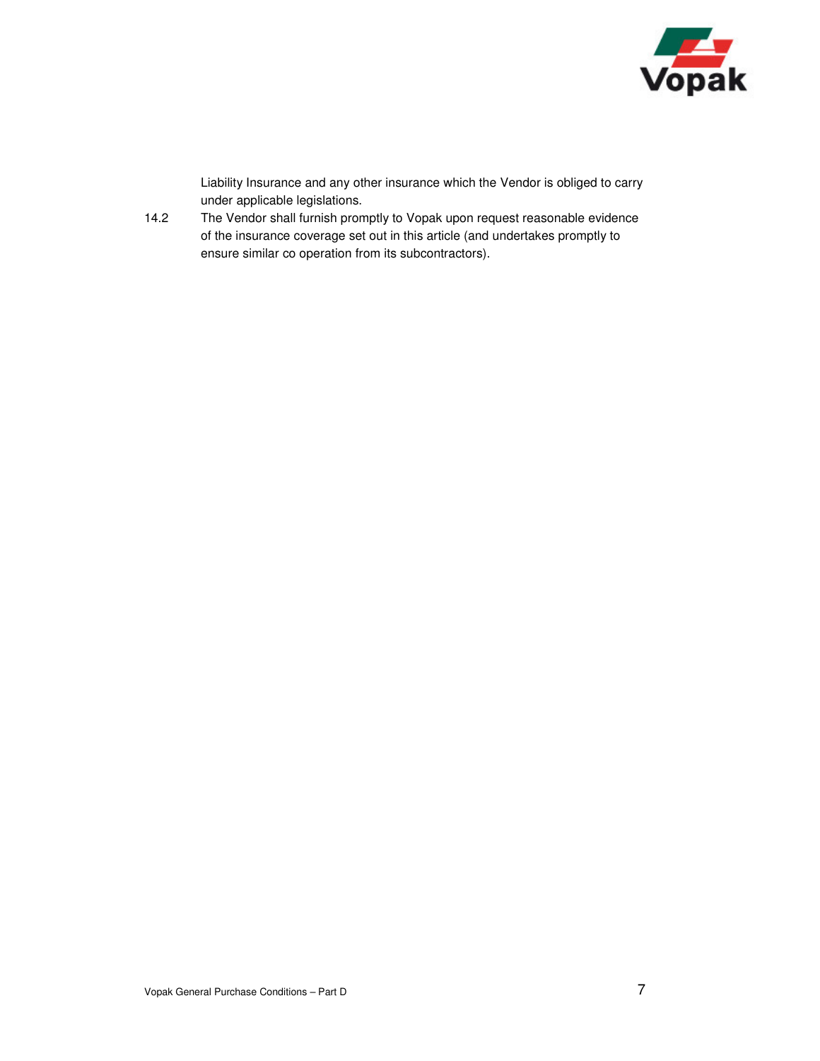Liability Insurance and any other insurance which the Vendor is obliged to carry under applicable legislations.

14.2 The Vendor shall furnish promptly to Vopak upon request reasonable evidence of the insurance coverage set out in this article (and undertakes promptly to ensure similar co operation from its subcontractors).